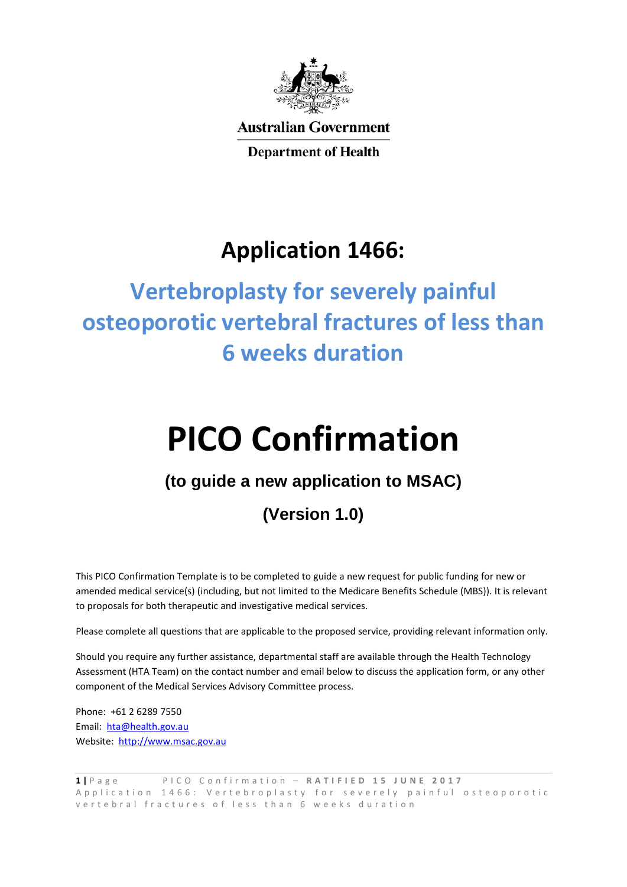Australian Government

Department of Health

# Application 1466:

## Vertebroplasty for severely painful osteoporotic vertebral fractures of less than 6 weeks duration

# PICO Confirmation

### (to guide a new application to MSAC)

### (Version 1.0)

This PICO Confirmation Template is to be completed to guide a new request for public funding for new or amended medical service(s) (including, but not limited to the Medicare Benefits Schedule (MBS)). It is relevant to proposals for both therapeutic and investigative medical services.

Please complete all questions that are applicable to the proposed service, providing relevant information only.

Should you require any further assistance, departmental staff are available through the Health Technology Assessment (HTA Team) on the contact number and email below to discuss the application form, or any other component of the Medical Services Advisory Committee process.

Phone: +61 2 6289 7550
Email: [hta@health.gov.au](mailto:hta@health.gov.au)
Website: [http://www.msac.gov.au](http://www.msac.gov.au)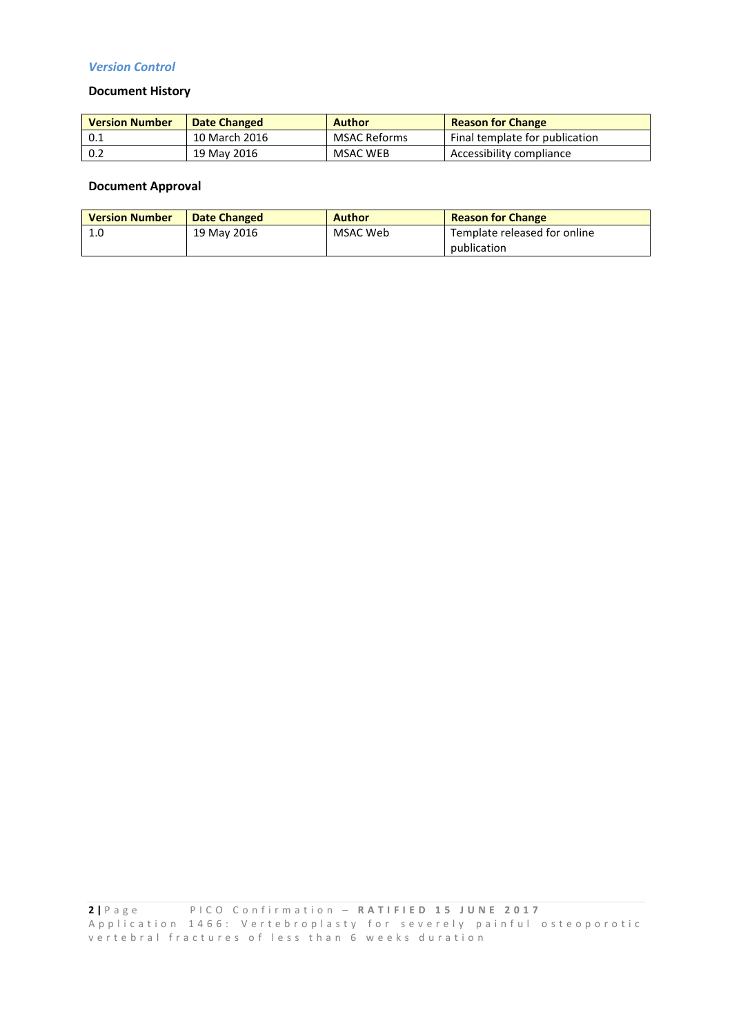*Version Control*

### Document History

| Version Number | Date Changed | Author | Reason for Change |
|---|---|---|---|
| 0.1 | 10 March 2016 | MSAC Reforms | Final template for publication |
| 0.2 | 19 May 2016 | MSAC WEB | Accessibility compliance |

### Document Approval

| Version Number | Date Changed | Author | Reason for Change |
|---|---|---|---|
| 1.0 | 19 May 2016 | MSAC Web | Template released for online publication |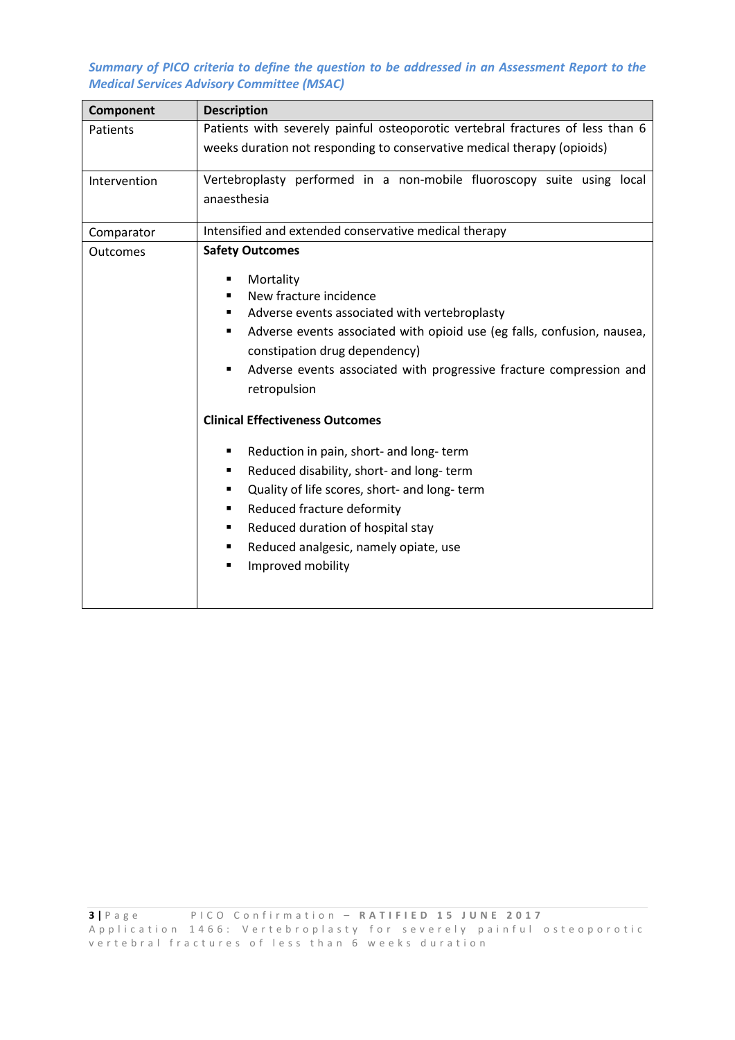*Summary of PICO criteria to define the question to be addressed in an Assessment Report to the Medical Services Advisory Committee (MSAC)*

| Component | Description |
| --- | --- |
| Patients | Patients with severely painful osteoporotic vertebral fractures of less than 6 weeks duration not responding to conservative medical therapy (opioids) |
| Intervention | Vertebroplasty performed in a non-mobile fluoroscopy suite using local anaesthesia |
| Comparator | Intensified and extended conservative medical therapy |
| Outcomes | **Safety Outcomes**<br><br>▪ Mortality<br>▪ New fracture incidence<br>▪ Adverse events associated with vertebroplasty<br>▪ Adverse events associated with opioid use (eg falls, confusion, nausea, constipation drug dependency)<br>▪ Adverse events associated with progressive fracture compression and retropulsion<br><br>**Clinical Effectiveness Outcomes**<br><br>▪ Reduction in pain, short- and long- term<br>▪ Reduced disability, short- and long- term<br>▪ Quality of life scores, short- and long- term<br>▪ Reduced fracture deformity<br>▪ Reduced duration of hospital stay<br>▪ Reduced analgesic, namely opiate, use<br>▪ Improved mobility |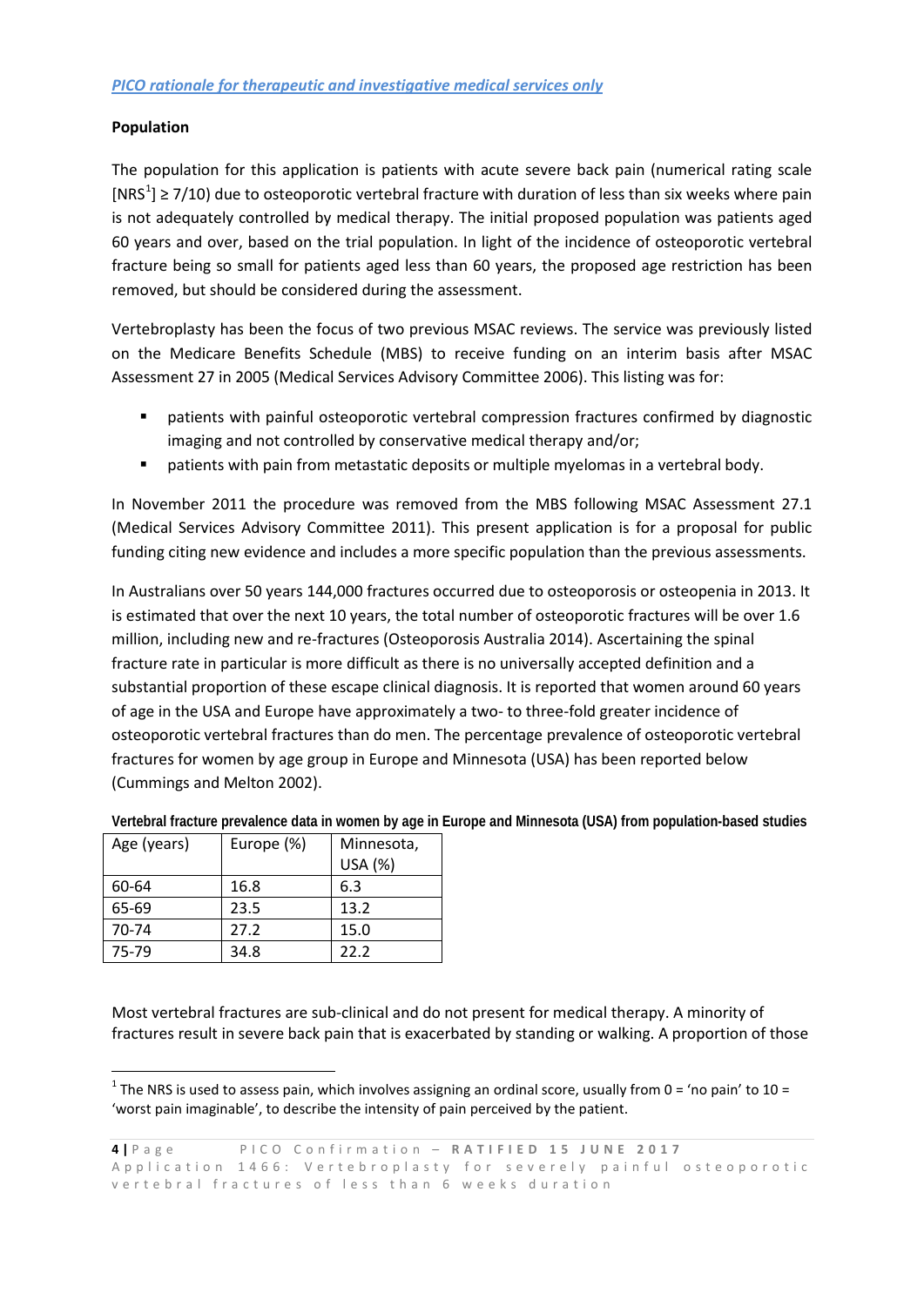*PICO rationale for therapeutic and investigative medical services only*

**Population**

The population for this application is patients with acute severe back pain (numerical rating scale [NRS[1]] ≥ 7/10) due to osteoporotic vertebral fracture with duration of less than six weeks where pain is not adequately controlled by medical therapy. The initial proposed population was patients aged 60 years and over, based on the trial population. In light of the incidence of osteoporotic vertebral fracture being so small for patients aged less than 60 years, the proposed age restriction has been removed, but should be considered during the assessment.

Vertebroplasty has been the focus of two previous MSAC reviews. The service was previously listed on the Medicare Benefits Schedule (MBS) to receive funding on an interim basis after MSAC Assessment 27 in 2005 (Medical Services Advisory Committee 2006). This listing was for:

- patients with painful osteoporotic vertebral compression fractures confirmed by diagnostic imaging and not controlled by conservative medical therapy and/or;
- patients with pain from metastatic deposits or multiple myelomas in a vertebral body.

In November 2011 the procedure was removed from the MBS following MSAC Assessment 27.1 (Medical Services Advisory Committee 2011). This present application is for a proposal for public funding citing new evidence and includes a more specific population than the previous assessments.

In Australians over 50 years 144,000 fractures occurred due to osteoporosis or osteopenia in 2013. It is estimated that over the next 10 years, the total number of osteoporotic fractures will be over 1.6 million, including new and re-fractures (Osteoporosis Australia 2014). Ascertaining the spinal fracture rate in particular is more difficult as there is no universally accepted definition and a substantial proportion of these escape clinical diagnosis. It is reported that women around 60 years of age in the USA and Europe have approximately a two- to three-fold greater incidence of osteoporotic vertebral fractures than do men. The percentage prevalence of osteoporotic vertebral fractures for women by age group in Europe and Minnesota (USA) has been reported below (Cummings and Melton 2002).

**Vertebral fracture prevalence data in women by age in Europe and Minnesota (USA) from population-based studies**

| Age (years) | Europe (%) | Minnesota, USA (%) |
|---|---|---|
| 60-64 | 16.8 | 6.3 |
| 65-69 | 23.5 | 13.2 |
| 70-74 | 27.2 | 15.0 |
| 75-79 | 34.8 | 22.2 |

Most vertebral fractures are sub-clinical and do not present for medical therapy. A minority of fractures result in severe back pain that is exacerbated by standing or walking. A proportion of those

[1] The NRS is used to assess pain, which involves assigning an ordinal score, usually from 0 = 'no pain' to 10 = 'worst pain imaginable', to describe the intensity of pain perceived by the patient.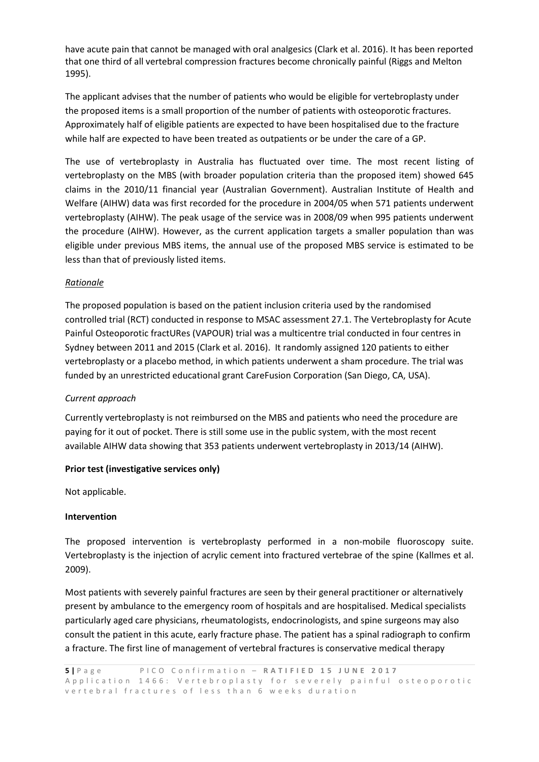have acute pain that cannot be managed with oral analgesics (Clark et al. 2016). It has been reported that one third of all vertebral compression fractures become chronically painful (Riggs and Melton 1995).

The applicant advises that the number of patients who would be eligible for vertebroplasty under the proposed items is a small proportion of the number of patients with osteoporotic fractures. Approximately half of eligible patients are expected to have been hospitalised due to the fracture while half are expected to have been treated as outpatients or be under the care of a GP.

The use of vertebroplasty in Australia has fluctuated over time. The most recent listing of vertebroplasty on the MBS (with broader population criteria than the proposed item) showed 645 claims in the 2010/11 financial year (Australian Government). Australian Institute of Health and Welfare (AIHW) data was first recorded for the procedure in 2004/05 when 571 patients underwent vertebroplasty (AIHW). The peak usage of the service was in 2008/09 when 995 patients underwent the procedure (AIHW). However, as the current application targets a smaller population than was eligible under previous MBS items, the annual use of the proposed MBS service is estimated to be less than that of previously listed items.

*Rationale*

The proposed population is based on the patient inclusion criteria used by the randomised controlled trial (RCT) conducted in response to MSAC assessment 27.1. The Vertebroplasty for Acute Painful Osteoporotic fractURes (VAPOUR) trial was a multicentre trial conducted in four centres in Sydney between 2011 and 2015 (Clark et al. 2016). It randomly assigned 120 patients to either vertebroplasty or a placebo method, in which patients underwent a sham procedure. The trial was funded by an unrestricted educational grant CareFusion Corporation (San Diego, CA, USA).

*Current approach*

Currently vertebroplasty is not reimbursed on the MBS and patients who need the procedure are paying for it out of pocket. There is still some use in the public system, with the most recent available AIHW data showing that 353 patients underwent vertebroplasty in 2013/14 (AIHW).

**Prior test (investigative services only)**

Not applicable.

**Intervention**

The proposed intervention is vertebroplasty performed in a non-mobile fluoroscopy suite. Vertebroplasty is the injection of acrylic cement into fractured vertebrae of the spine (Kallmes et al. 2009).

Most patients with severely painful fractures are seen by their general practitioner or alternatively present by ambulance to the emergency room of hospitals and are hospitalised. Medical specialists particularly aged care physicians, rheumatologists, endocrinologists, and spine surgeons may also consult the patient in this acute, early fracture phase. The patient has a spinal radiograph to confirm a fracture. The first line of management of vertebral fractures is conservative medical therapy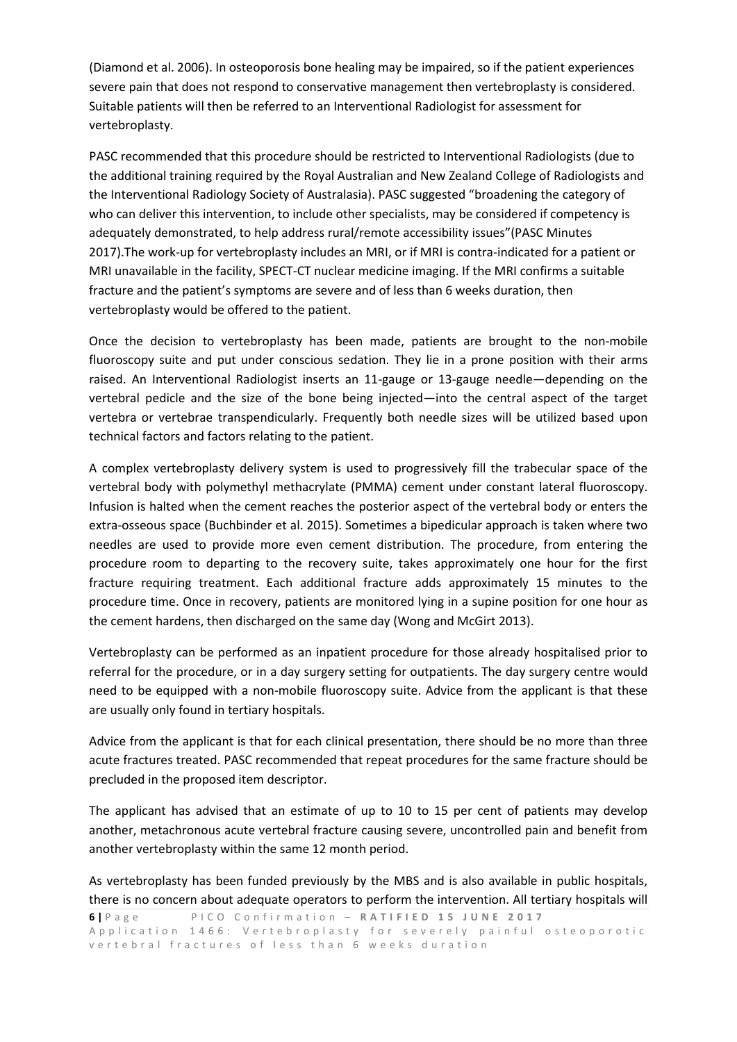(Diamond et al. 2006). In osteoporosis bone healing may be impaired, so if the patient experiences severe pain that does not respond to conservative management then vertebroplasty is considered. Suitable patients will then be referred to an Interventional Radiologist for assessment for vertebroplasty.

PASC recommended that this procedure should be restricted to Interventional Radiologists (due to the additional training required by the Royal Australian and New Zealand College of Radiologists and the Interventional Radiology Society of Australasia). PASC suggested "broadening the category of who can deliver this intervention, to include other specialists, may be considered if competency is adequately demonstrated, to help address rural/remote accessibility issues"(PASC Minutes 2017).The work-up for vertebroplasty includes an MRI, or if MRI is contra-indicated for a patient or MRI unavailable in the facility, SPECT-CT nuclear medicine imaging. If the MRI confirms a suitable fracture and the patient's symptoms are severe and of less than 6 weeks duration, then vertebroplasty would be offered to the patient.

Once the decision to vertebroplasty has been made, patients are brought to the non-mobile fluoroscopy suite and put under conscious sedation. They lie in a prone position with their arms raised. An Interventional Radiologist inserts an 11-gauge or 13-gauge needle—depending on the vertebral pedicle and the size of the bone being injected—into the central aspect of the target vertebra or vertebrae transpendicularly. Frequently both needle sizes will be utilized based upon technical factors and factors relating to the patient.

A complex vertebroplasty delivery system is used to progressively fill the trabecular space of the vertebral body with polymethyl methacrylate (PMMA) cement under constant lateral fluoroscopy. Infusion is halted when the cement reaches the posterior aspect of the vertebral body or enters the extra-osseous space (Buchbinder et al. 2015). Sometimes a bipedicular approach is taken where two needles are used to provide more even cement distribution. The procedure, from entering the procedure room to departing to the recovery suite, takes approximately one hour for the first fracture requiring treatment. Each additional fracture adds approximately 15 minutes to the procedure time. Once in recovery, patients are monitored lying in a supine position for one hour as the cement hardens, then discharged on the same day (Wong and McGirt 2013).

Vertebroplasty can be performed as an inpatient procedure for those already hospitalised prior to referral for the procedure, or in a day surgery setting for outpatients. The day surgery centre would need to be equipped with a non-mobile fluoroscopy suite. Advice from the applicant is that these are usually only found in tertiary hospitals.

Advice from the applicant is that for each clinical presentation, there should be no more than three acute fractures treated. PASC recommended that repeat procedures for the same fracture should be precluded in the proposed item descriptor.

The applicant has advised that an estimate of up to 10 to 15 per cent of patients may develop another, metachronous acute vertebral fracture causing severe, uncontrolled pain and benefit from another vertebroplasty within the same 12 month period.

As vertebroplasty has been funded previously by the MBS and is also available in public hospitals, there is no concern about adequate operators to perform the intervention. All tertiary hospitals will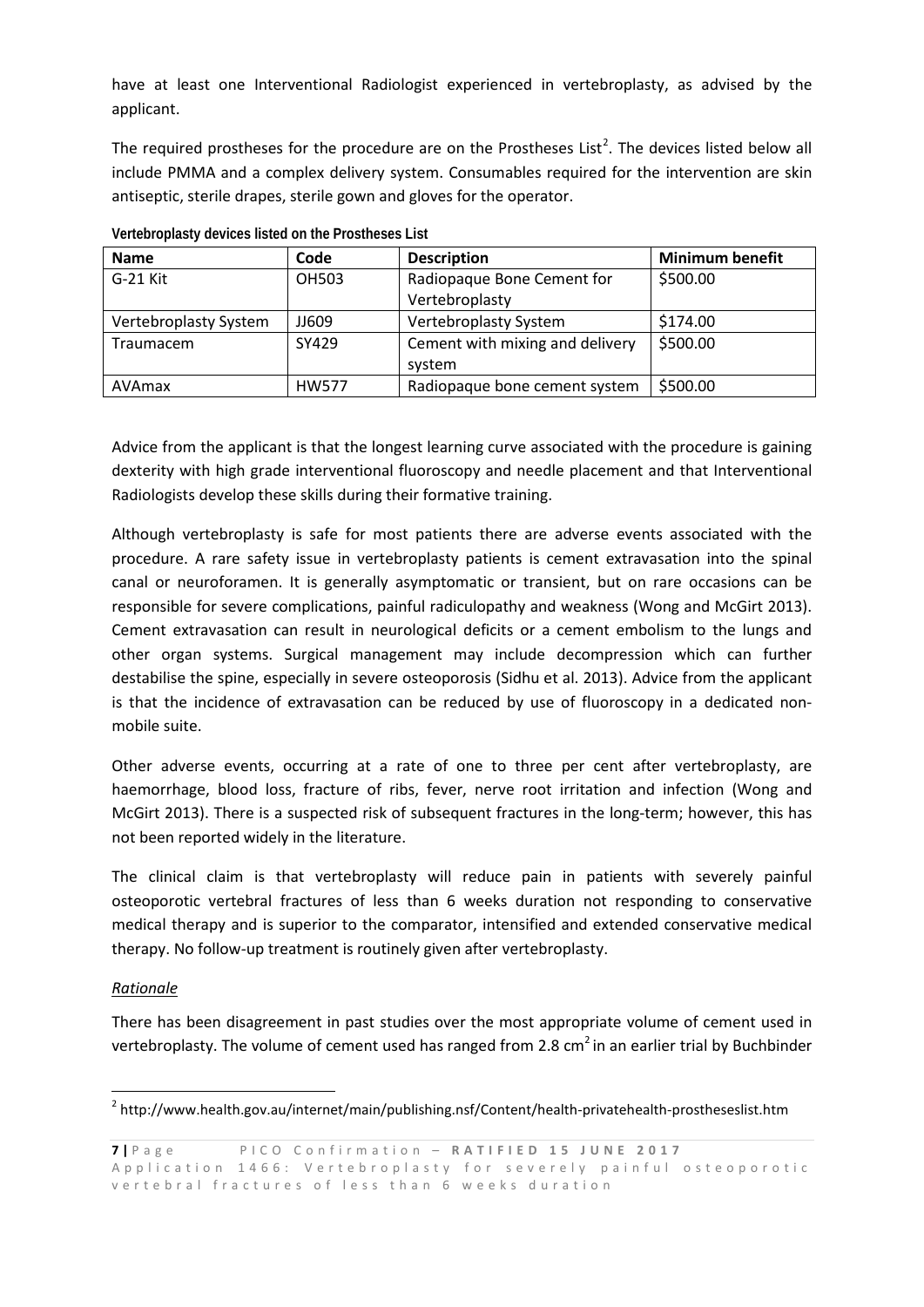have at least one Interventional Radiologist experienced in vertebroplasty, as advised by the applicant.

The required prostheses for the procedure are on the Prostheses List[2]. The devices listed below all include PMMA and a complex delivery system. Consumables required for the intervention are skin antiseptic, sterile drapes, sterile gown and gloves for the operator.

**Vertebroplasty devices listed on the Prostheses List**

| Name | Code | Description | Minimum benefit |
|---|---|---|---|
| G-21 Kit | OH503 | Radiopaque Bone Cement for Vertebroplasty | $500.00 |
| Vertebroplasty System | JJ609 | Vertebroplasty System | $174.00 |
| Traumacem | SY429 | Cement with mixing and delivery system | $500.00 |
| AVAmax | HW577 | Radiopaque bone cement system | $500.00 |

Advice from the applicant is that the longest learning curve associated with the procedure is gaining dexterity with high grade interventional fluoroscopy and needle placement and that Interventional Radiologists develop these skills during their formative training.

Although vertebroplasty is safe for most patients there are adverse events associated with the procedure. A rare safety issue in vertebroplasty patients is cement extravasation into the spinal canal or neuroforamen. It is generally asymptomatic or transient, but on rare occasions can be responsible for severe complications, painful radiculopathy and weakness (Wong and McGirt 2013). Cement extravasation can result in neurological deficits or a cement embolism to the lungs and other organ systems. Surgical management may include decompression which can further destabilise the spine, especially in severe osteoporosis (Sidhu et al. 2013). Advice from the applicant is that the incidence of extravasation can be reduced by use of fluoroscopy in a dedicated non-mobile suite.

Other adverse events, occurring at a rate of one to three per cent after vertebroplasty, are haemorrhage, blood loss, fracture of ribs, fever, nerve root irritation and infection (Wong and McGirt 2013). There is a suspected risk of subsequent fractures in the long-term; however, this has not been reported widely in the literature.

The clinical claim is that vertebroplasty will reduce pain in patients with severely painful osteoporotic vertebral fractures of less than 6 weeks duration not responding to conservative medical therapy and is superior to the comparator, intensified and extended conservative medical therapy. No follow-up treatment is routinely given after vertebroplasty.

*Rationale*

There has been disagreement in past studies over the most appropriate volume of cement used in vertebroplasty. The volume of cement used has ranged from 2.8 $cm^2$ in an earlier trial by Buchbinder

[2] http://www.health.gov.au/internet/main/publishing.nsf/Content/health-privatehealth-prostheseslist.htm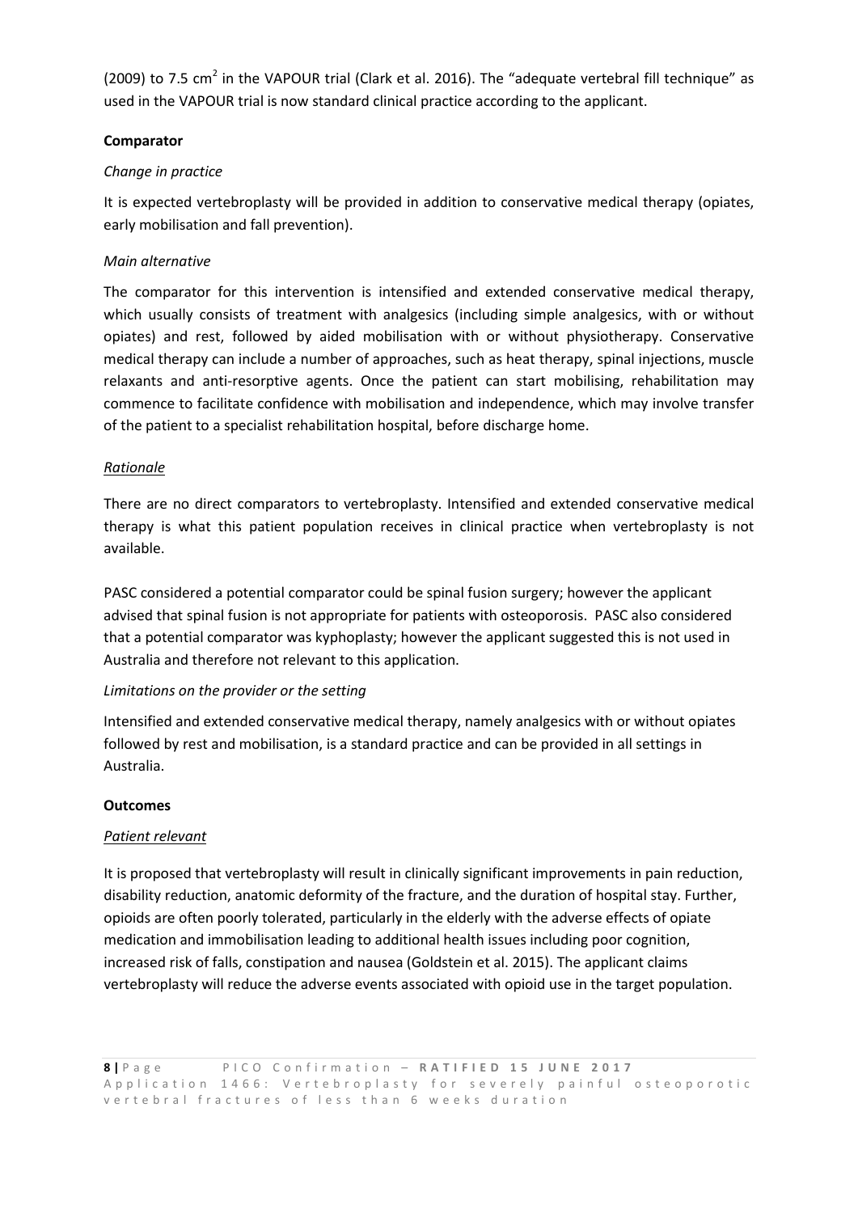(2009) to 7.5 $cm^2$ in the VAPOUR trial (Clark et al. 2016). The "adequate vertebral fill technique" as used in the VAPOUR trial is now standard clinical practice according to the applicant.

**Comparator**

*Change in practice*

It is expected vertebroplasty will be provided in addition to conservative medical therapy (opiates, early mobilisation and fall prevention).

*Main alternative*

The comparator for this intervention is intensified and extended conservative medical therapy, which usually consists of treatment with analgesics (including simple analgesics, with or without opiates) and rest, followed by aided mobilisation with or without physiotherapy. Conservative medical therapy can include a number of approaches, such as heat therapy, spinal injections, muscle relaxants and anti-resorptive agents. Once the patient can start mobilising, rehabilitation may commence to facilitate confidence with mobilisation and independence, which may involve transfer of the patient to a specialist rehabilitation hospital, before discharge home.

*Rationale*

There are no direct comparators to vertebroplasty. Intensified and extended conservative medical therapy is what this patient population receives in clinical practice when vertebroplasty is not available.

PASC considered a potential comparator could be spinal fusion surgery; however the applicant advised that spinal fusion is not appropriate for patients with osteoporosis. PASC also considered that a potential comparator was kyphoplasty; however the applicant suggested this is not used in Australia and therefore not relevant to this application.

*Limitations on the provider or the setting*

Intensified and extended conservative medical therapy, namely analgesics with or without opiates followed by rest and mobilisation, is a standard practice and can be provided in all settings in Australia.

**Outcomes**

*Patient relevant*

It is proposed that vertebroplasty will result in clinically significant improvements in pain reduction, disability reduction, anatomic deformity of the fracture, and the duration of hospital stay. Further, opioids are often poorly tolerated, particularly in the elderly with the adverse effects of opiate medication and immobilisation leading to additional health issues including poor cognition, increased risk of falls, constipation and nausea (Goldstein et al. 2015). The applicant claims vertebroplasty will reduce the adverse events associated with opioid use in the target population.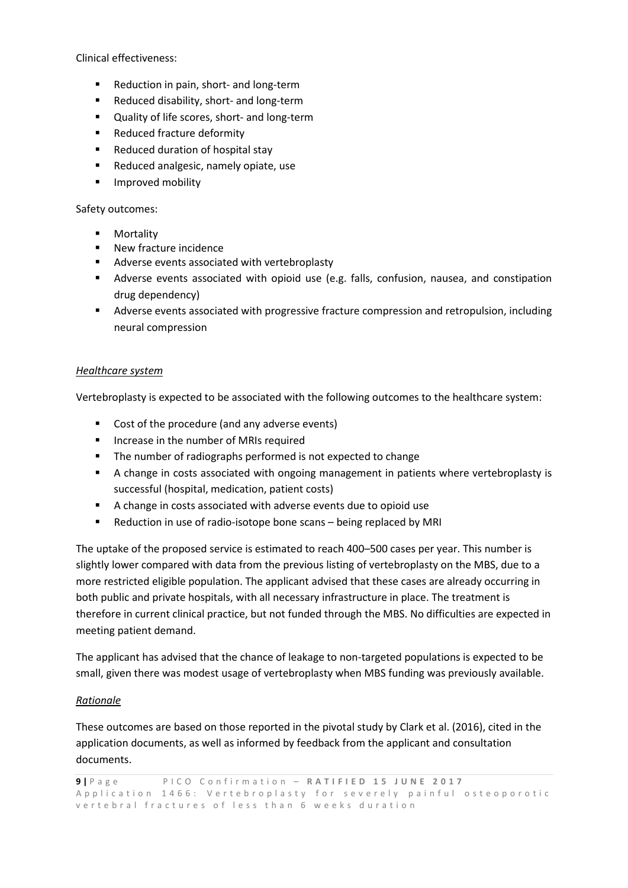Clinical effectiveness:

- Reduction in pain, short- and long-term
- Reduced disability, short- and long-term
- Quality of life scores, short- and long-term
- Reduced fracture deformity
- Reduced duration of hospital stay
- Reduced analgesic, namely opiate, use
- Improved mobility

Safety outcomes:

- Mortality
- New fracture incidence
- Adverse events associated with vertebroplasty
- Adverse events associated with opioid use (e.g. falls, confusion, nausea, and constipation drug dependency)
- Adverse events associated with progressive fracture compression and retropulsion, including neural compression

*Healthcare system*

Vertebroplasty is expected to be associated with the following outcomes to the healthcare system:

- Cost of the procedure (and any adverse events)
- Increase in the number of MRIs required
- The number of radiographs performed is not expected to change
- A change in costs associated with ongoing management in patients where vertebroplasty is successful (hospital, medication, patient costs)
- A change in costs associated with adverse events due to opioid use
- Reduction in use of radio-isotope bone scans – being replaced by MRI

The uptake of the proposed service is estimated to reach 400–500 cases per year. This number is slightly lower compared with data from the previous listing of vertebroplasty on the MBS, due to a more restricted eligible population. The applicant advised that these cases are already occurring in both public and private hospitals, with all necessary infrastructure in place. The treatment is therefore in current clinical practice, but not funded through the MBS. No difficulties are expected in meeting patient demand.

The applicant has advised that the chance of leakage to non-targeted populations is expected to be small, given there was modest usage of vertebroplasty when MBS funding was previously available.

*Rationale*

These outcomes are based on those reported in the pivotal study by Clark et al. (2016), cited in the application documents, as well as informed by feedback from the applicant and consultation documents.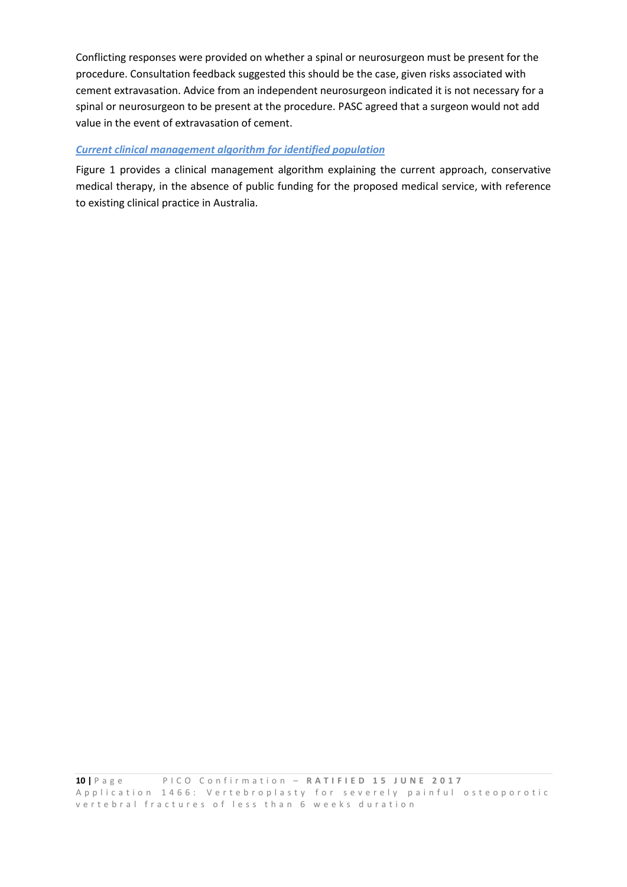Conflicting responses were provided on whether a spinal or neurosurgeon must be present for the procedure. Consultation feedback suggested this should be the case, given risks associated with cement extravasation. Advice from an independent neurosurgeon indicated it is not necessary for a spinal or neurosurgeon to be present at the procedure. PASC agreed that a surgeon would not add value in the event of extravasation of cement.

### ***Current clinical management algorithm for identified population***

Figure 1 provides a clinical management algorithm explaining the current approach, conservative medical therapy, in the absence of public funding for the proposed medical service, with reference to existing clinical practice in Australia.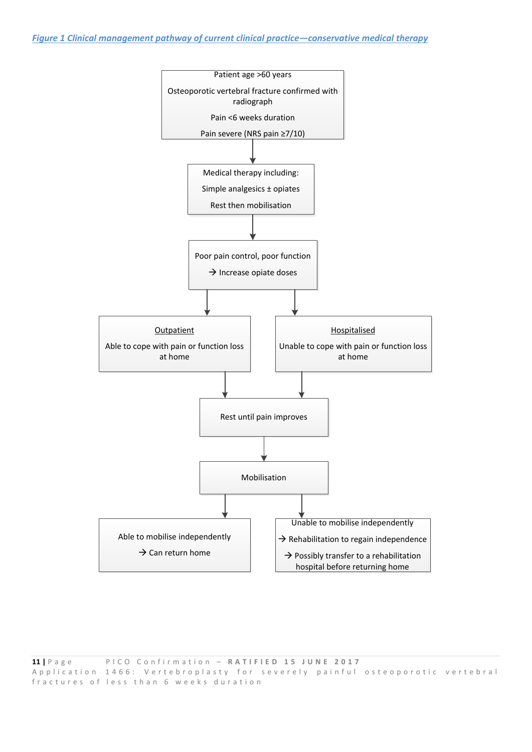*Figure 1 Clinical management pathway of current clinical practice—conservative medical therapy*

Patient age >60 years

Osteoporotic vertebral fracture confirmed with radiograph

Pain <6 weeks duration

Pain severe (NRS pain ≥7/10)

↓

Medical therapy including:

Simple analgesics ± opiates

Rest then mobilisation

↓

Poor pain control, poor function

→ Increase opiate doses

↓

| Outpatient | Hospitalised |
| --- | --- |
| Able to cope with pain or function loss at home | Unable to cope with pain or function loss at home |

↓

Rest until pain improves

↓

Mobilisation

↓

| Able to mobilise independently | Unable to mobilise independently |
| --- | --- |
| → Can return home | → Rehabilitation to regain independence<br>→ Possibly transfer to a rehabilitation hospital before returning home |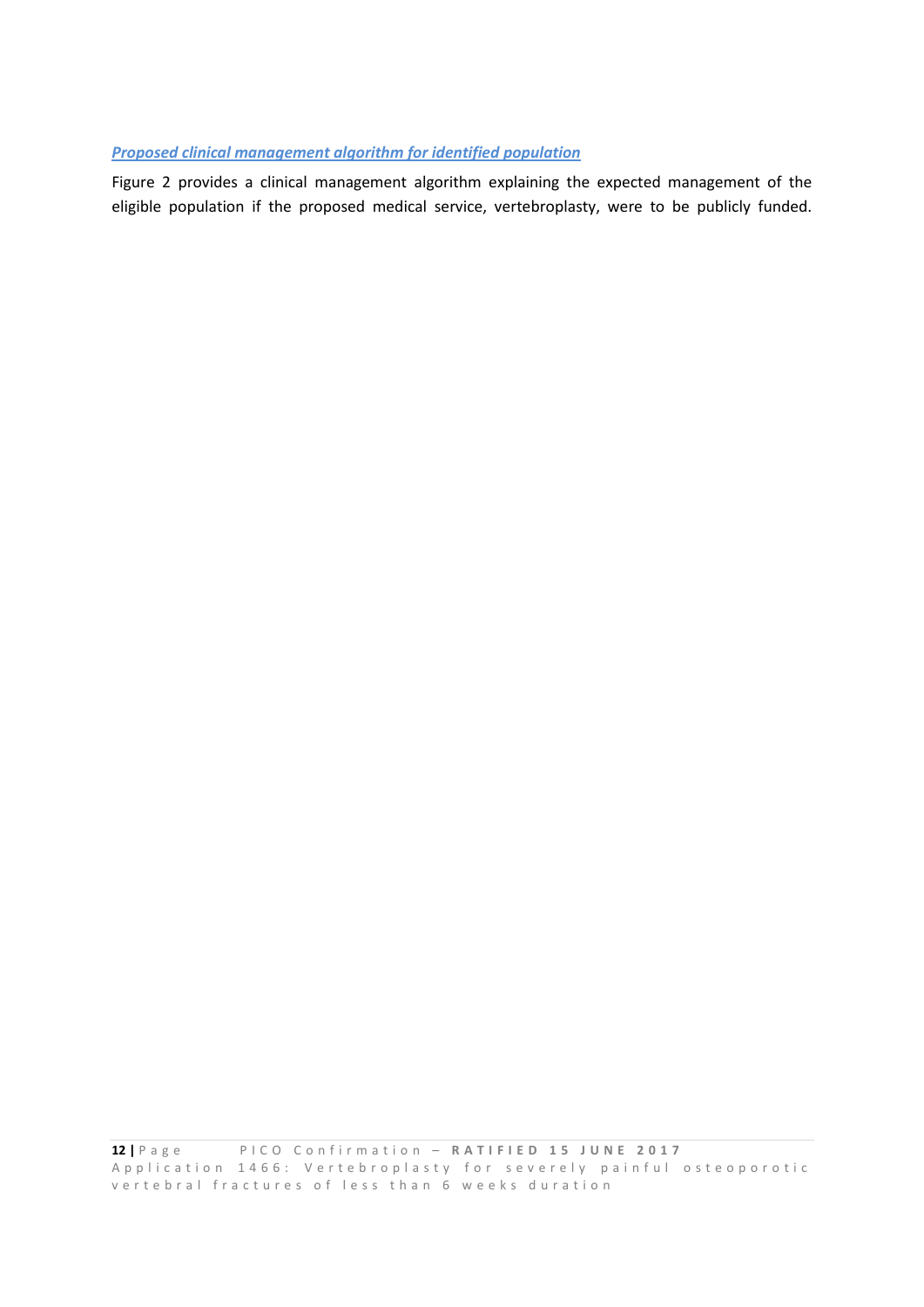***Proposed clinical management algorithm for identified population***

Figure 2 provides a clinical management algorithm explaining the expected management of the eligible population if the proposed medical service, vertebroplasty, were to be publicly funded.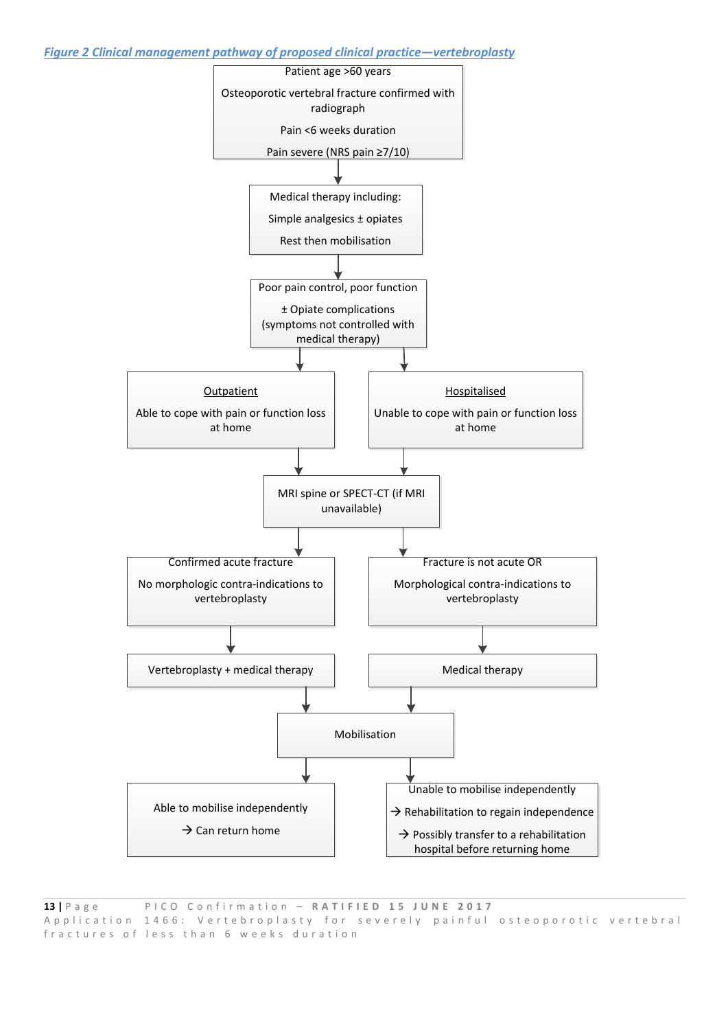*Figure 2 Clinical management pathway of proposed clinical practice—vertebroplasty*

Patient age >60 years

Osteoporotic vertebral fracture confirmed with radiograph

Pain <6 weeks duration

Pain severe (NRS pain ≥7/10)

↓

Medical therapy including:

Simple analgesics ± opiates

Rest then mobilisation

↓

Poor pain control, poor function

± Opiate complications (symptoms not controlled with medical therapy)

↓

| Outpatient | Hospitalised |
|---|---|
| Able to cope with pain or function loss at home | Unable to cope with pain or function loss at home |

↓

MRI spine or SPECT-CT (if MRI unavailable)

↓

| Confirmed acute fracture | Fracture is not acute OR |
|---|---|
| No morphologic contra-indications to vertebroplasty | Morphological contra-indications to vertebroplasty |
| ↓ | ↓ |
| Vertebroplasty + medical therapy | Medical therapy |

↓

Mobilisation

↓

| Able to mobilise independently | Unable to mobilise independently |
|---|---|
| → Can return home | → Rehabilitation to regain independence |
| | → Possibly transfer to a rehabilitation hospital before returning home |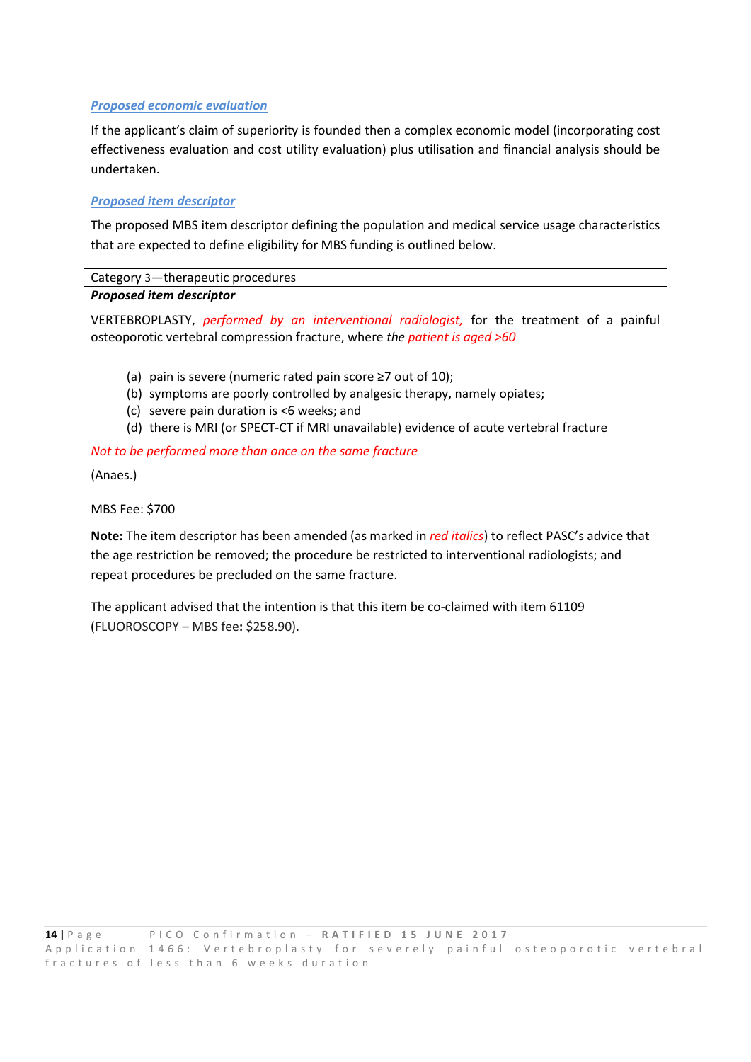### *Proposed economic evaluation*

If the applicant's claim of superiority is founded then a complex economic model (incorporating cost effectiveness evaluation and cost utility evaluation) plus utilisation and financial analysis should be undertaken.

### *Proposed item descriptor*

The proposed MBS item descriptor defining the population and medical service usage characteristics that are expected to define eligibility for MBS funding is outlined below.

| Category 3—therapeutic procedures |
|---|
| ***Proposed item descriptor*** <br><br> VERTEBROPLASTY, *performed by an interventional radiologist,* for the treatment of a painful osteoporotic vertebral compression fracture, where ~~*the patient is aged >60*~~ <br><br> (a) pain is severe (numeric rated pain score ≥7 out of 10); <br> (b) symptoms are poorly controlled by analgesic therapy, namely opiates; <br> (c) severe pain duration is <6 weeks; and <br> (d) there is MRI (or SPECT-CT if MRI unavailable) evidence of acute vertebral fracture <br><br> *Not to be performed more than once on the same fracture* <br><br> (Anaes.) <br><br> MBS Fee: $700 |

**Note:** The item descriptor has been amended (as marked in *red italics*) to reflect PASC's advice that the age restriction be removed; the procedure be restricted to interventional radiologists; and repeat procedures be precluded on the same fracture.

The applicant advised that the intention is that this item be co-claimed with item 61109 (FLUOROSCOPY – MBS fee**:** $258.90).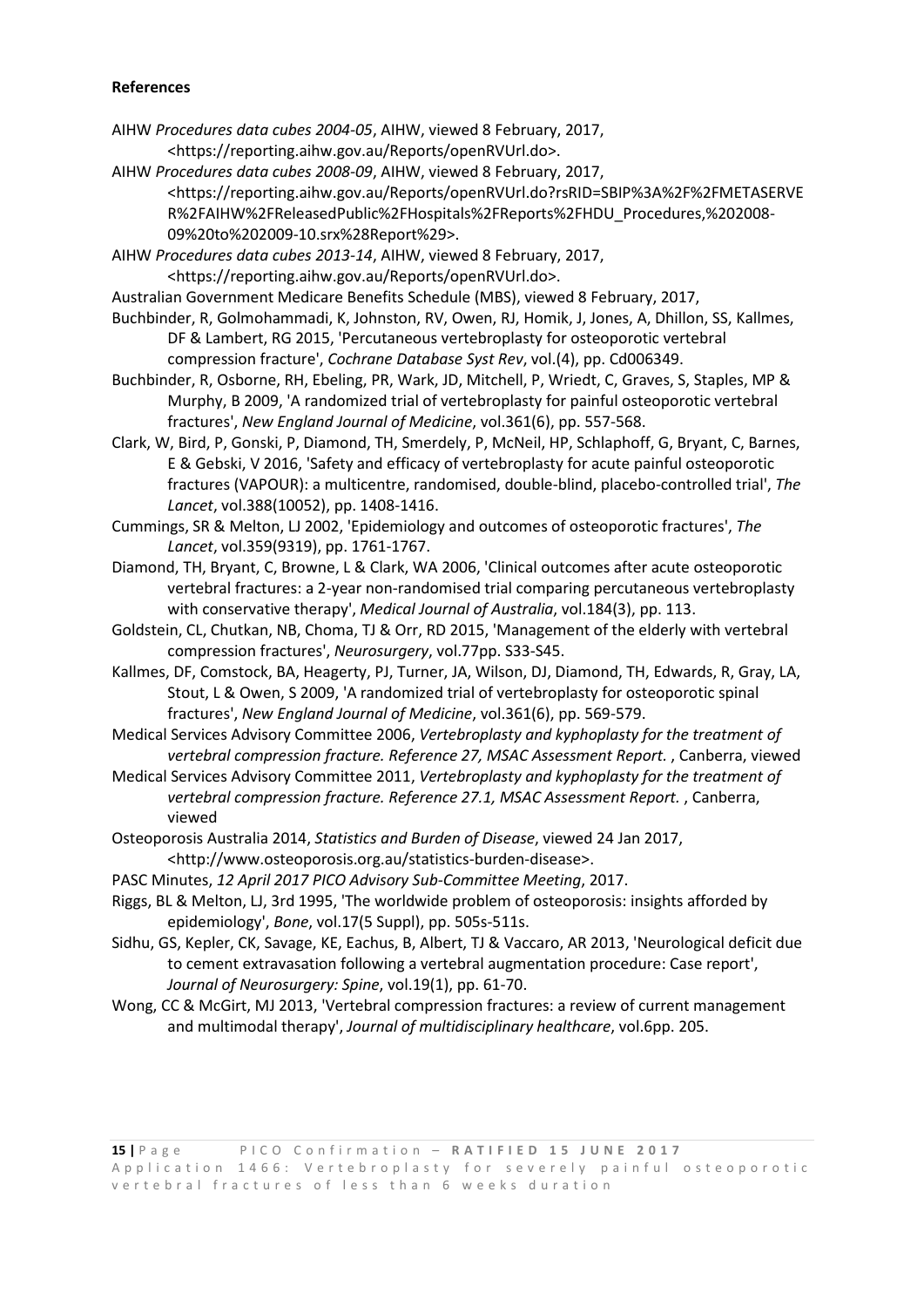**References**

AIHW *Procedures data cubes 2004-05*, AIHW, viewed 8 February, 2017, <https://reporting.aihw.gov.au/Reports/openRVUrl.do>.

AIHW *Procedures data cubes 2008-09*, AIHW, viewed 8 February, 2017, <https://reporting.aihw.gov.au/Reports/openRVUrl.do?rsRID=SBIP%3A%2F%2FMETASERVER%2FAIHW%2FReleasedPublic%2FHospitals%2FReports%2FHDU_Procedures,%202008-09%20to%202009-10.srx%28Report%29>.

AIHW *Procedures data cubes 2013-14*, AIHW, viewed 8 February, 2017, <https://reporting.aihw.gov.au/Reports/openRVUrl.do>.

Australian Government Medicare Benefits Schedule (MBS), viewed 8 February, 2017,

Buchbinder, R, Golmohammadi, K, Johnston, RV, Owen, RJ, Homik, J, Jones, A, Dhillon, SS, Kallmes, DF & Lambert, RG 2015, 'Percutaneous vertebroplasty for osteoporotic vertebral compression fracture', *Cochrane Database Syst Rev*, vol.(4), pp. Cd006349.

Buchbinder, R, Osborne, RH, Ebeling, PR, Wark, JD, Mitchell, P, Wriedt, C, Graves, S, Staples, MP & Murphy, B 2009, 'A randomized trial of vertebroplasty for painful osteoporotic vertebral fractures', *New England Journal of Medicine*, vol.361(6), pp. 557-568.

Clark, W, Bird, P, Gonski, P, Diamond, TH, Smerdely, P, McNeil, HP, Schlaphoff, G, Bryant, C, Barnes, E & Gebski, V 2016, 'Safety and efficacy of vertebroplasty for acute painful osteoporotic fractures (VAPOUR): a multicentre, randomised, double-blind, placebo-controlled trial', *The Lancet*, vol.388(10052), pp. 1408-1416.

Cummings, SR & Melton, LJ 2002, 'Epidemiology and outcomes of osteoporotic fractures', *The Lancet*, vol.359(9319), pp. 1761-1767.

Diamond, TH, Bryant, C, Browne, L & Clark, WA 2006, 'Clinical outcomes after acute osteoporotic vertebral fractures: a 2-year non-randomised trial comparing percutaneous vertebroplasty with conservative therapy', *Medical Journal of Australia*, vol.184(3), pp. 113.

Goldstein, CL, Chutkan, NB, Choma, TJ & Orr, RD 2015, 'Management of the elderly with vertebral compression fractures', *Neurosurgery*, vol.77pp. S33-S45.

Kallmes, DF, Comstock, BA, Heagerty, PJ, Turner, JA, Wilson, DJ, Diamond, TH, Edwards, R, Gray, LA, Stout, L & Owen, S 2009, 'A randomized trial of vertebroplasty for osteoporotic spinal fractures', *New England Journal of Medicine*, vol.361(6), pp. 569-579.

Medical Services Advisory Committee 2006, *Vertebroplasty and kyphoplasty for the treatment of vertebral compression fracture. Reference 27, MSAC Assessment Report.* , Canberra, viewed

Medical Services Advisory Committee 2011, *Vertebroplasty and kyphoplasty for the treatment of vertebral compression fracture. Reference 27.1, MSAC Assessment Report.* , Canberra, viewed

Osteoporosis Australia 2014, *Statistics and Burden of Disease*, viewed 24 Jan 2017, <http://www.osteoporosis.org.au/statistics-burden-disease>.

PASC Minutes, *12 April 2017 PICO Advisory Sub-Committee Meeting*, 2017.

Riggs, BL & Melton, LJ, 3rd 1995, 'The worldwide problem of osteoporosis: insights afforded by epidemiology', *Bone*, vol.17(5 Suppl), pp. 505s-511s.

Sidhu, GS, Kepler, CK, Savage, KE, Eachus, B, Albert, TJ & Vaccaro, AR 2013, 'Neurological deficit due to cement extravasation following a vertebral augmentation procedure: Case report', *Journal of Neurosurgery: Spine*, vol.19(1), pp. 61-70.

Wong, CC & McGirt, MJ 2013, 'Vertebral compression fractures: a review of current management and multimodal therapy', *Journal of multidisciplinary healthcare*, vol.6pp. 205.